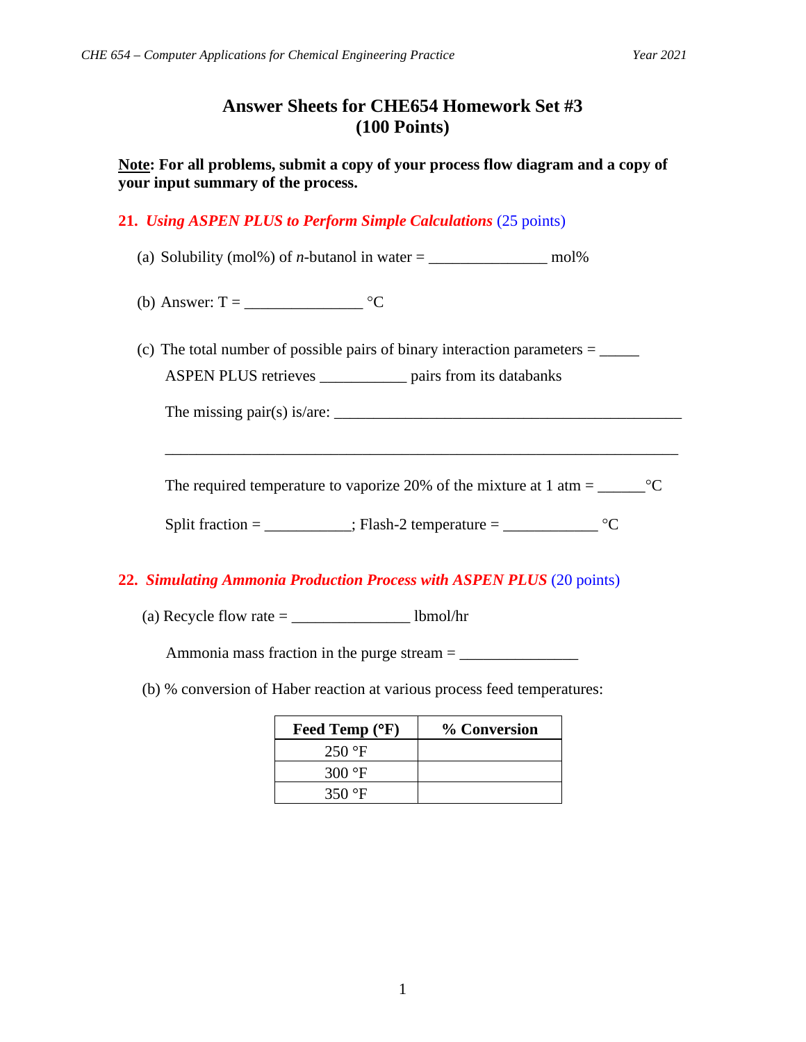# Answer Sheets for CHE654 Homework Set #3
## (100 Points)

**Note: For all problems, submit a copy of your process flow diagram and a copy of your input summary of the process.**

### 21. *Using ASPEN PLUS to Perform Simple Calculations* (25 points)

(a) Solubility (mol%) of *n*-butanol in water = _______________ mol%

(b) Answer: T = _______________ °C

(c) The total number of possible pairs of binary interaction parameters = _____

ASPEN PLUS retrieves ___________ pairs from its databanks

The missing pair(s) is/are: ____________________________________________

_________________________________________________________________

The required temperature to vaporize 20% of the mixture at 1 atm = ______°C

Split fraction = ___________; Flash-2 temperature = ____________ °C

### 22. *Simulating Ammonia Production Process with ASPEN PLUS* (20 points)

(a) Recycle flow rate = _______________ lbmol/hr

Ammonia mass fraction in the purge stream = _______________

(b) % conversion of Haber reaction at various process feed temperatures:

| Feed Temp (°F) | % Conversion |
|---|---|
| 250 °F | |
| 300 °F | |
| 350 °F | |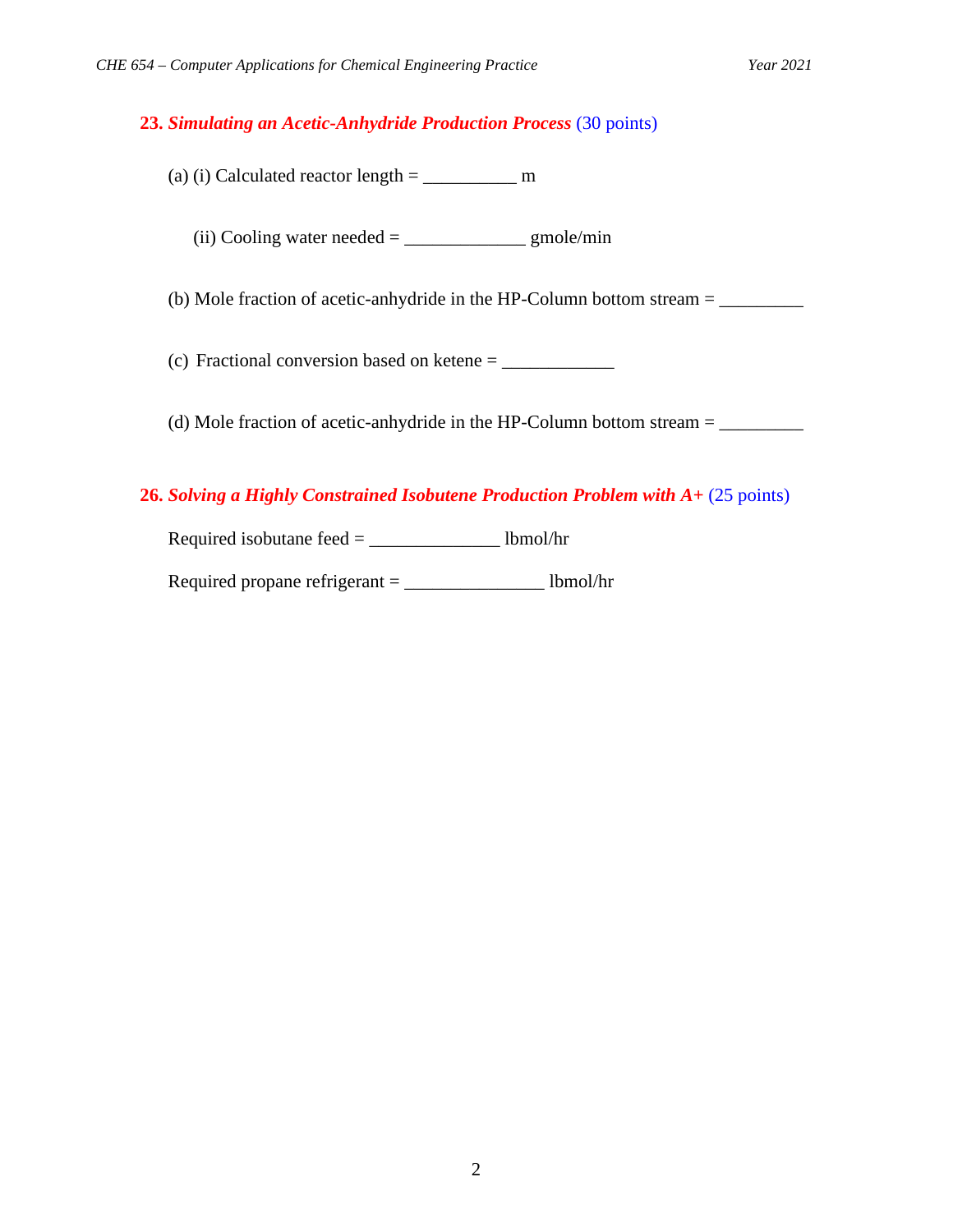**23. *Simulating an Acetic-Anhydride Production Process*** (30 points)

(a) (i) Calculated reactor length = __________ m

(ii) Cooling water needed = _____________ gmole/min

(b) Mole fraction of acetic-anhydride in the HP-Column bottom stream = _________

(c) Fractional conversion based on ketene = ____________

(d) Mole fraction of acetic-anhydride in the HP-Column bottom stream = _________

**26. *Solving a Highly Constrained Isobutene Production Problem with A+*** (25 points)

Required isobutane feed = ______________ lbmol/hr

Required propane refrigerant = _______________ lbmol/hr